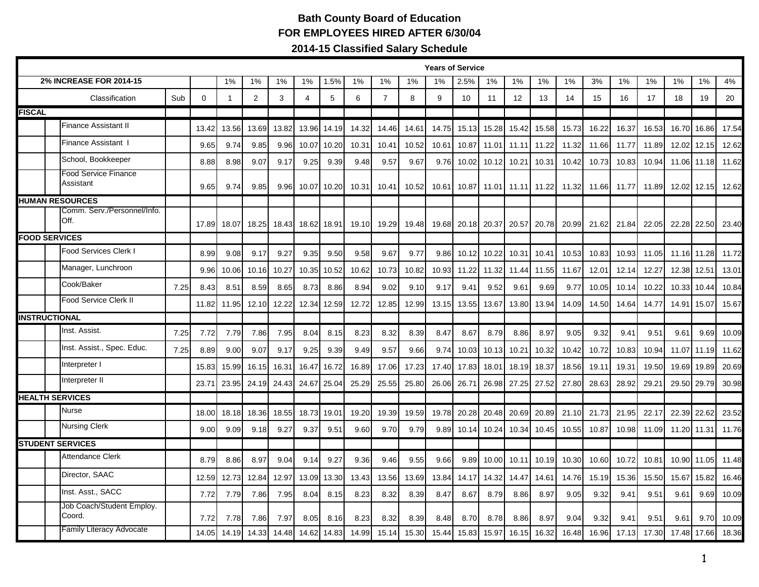# Bath County Board of Education

## FOR EMPLOYEES HIRED AFTER 6/30/04

## 2014-15 Classified Salary Schedule

| | | Years of Service | | | | | | | | | | | | | | | | | | | | | |
|---|---|---|---|---|---|---|---|---|---|---|---|---|---|---|---|---|---|---|---|---|---|---|---|
| **2% INCREASE FOR 2014-15** | | | 1% | 1% | 1% | 1% | 1.5% | 1% | 1% | 1% | 1% | 2.5% | 1% | 1% | 1% | 1% | 3% | 1% | 1% | 1% | 1% | 4% |
| Classification | Sub | 0 | 1 | 2 | 3 | 4 | 5 | 6 | 7 | 8 | 9 | 10 | 11 | 12 | 13 | 14 | 15 | 16 | 17 | 18 | 19 | 20 |
| **FISCAL** | | | | | | | | | | | | | | | | | | | | | | |
| Finance Assistant II | | 13.42 | 13.56 | 13.69 | 13.82 | 13.96 | 14.19 | 14.32 | 14.46 | 14.61 | 14.75 | 15.13 | 15.28 | 15.42 | 15.58 | 15.73 | 16.22 | 16.37 | 16.53 | 16.70 | 16.86 | 17.54 |
| Finance Assistant I | | 9.65 | 9.74 | 9.85 | 9.96 | 10.07 | 10.20 | 10.31 | 10.41 | 10.52 | 10.61 | 10.87 | 11.01 | 11.11 | 11.22 | 11.32 | 11.66 | 11.77 | 11.89 | 12.02 | 12.15 | 12.62 |
| School, Bookkeeper | | 8.88 | 8.98 | 9.07 | 9.17 | 9.25 | 9.39 | 9.48 | 9.57 | 9.67 | 9.76 | 10.02 | 10.12 | 10.21 | 10.31 | 10.42 | 10.73 | 10.83 | 10.94 | 11.06 | 11.18 | 11.62 |
| Food Service Finance Assistant | | 9.65 | 9.74 | 9.85 | 9.96 | 10.07 | 10.20 | 10.31 | 10.41 | 10.52 | 10.61 | 10.87 | 11.01 | 11.11 | 11.22 | 11.32 | 11.66 | 11.77 | 11.89 | 12.02 | 12.15 | 12.62 |
| **HUMAN RESOURCES** | | | | | | | | | | | | | | | | | | | | | | |
| Comm. Serv./Personnel/Info. Off. | | 17.89 | 18.07 | 18.25 | 18.43 | 18.62 | 18.91 | 19.10 | 19.29 | 19.48 | 19.68 | 20.18 | 20.37 | 20.57 | 20.78 | 20.99 | 21.62 | 21.84 | 22.05 | 22.28 | 22.50 | 23.40 |
| **FOOD SERVICES** | | | | | | | | | | | | | | | | | | | | | | |
| Food Services Clerk I | | 8.99 | 9.08 | 9.17 | 9.27 | 9.35 | 9.50 | 9.58 | 9.67 | 9.77 | 9.86 | 10.12 | 10.22 | 10.31 | 10.41 | 10.53 | 10.83 | 10.93 | 11.05 | 11.16 | 11.28 | 11.72 |
| Manager, Lunchroom | | 9.96 | 10.06 | 10.16 | 10.27 | 10.35 | 10.52 | 10.62 | 10.73 | 10.82 | 10.93 | 11.22 | 11.32 | 11.44 | 11.55 | 11.67 | 12.01 | 12.14 | 12.27 | 12.38 | 12.51 | 13.01 |
| Cook/Baker | 7.25 | 8.43 | 8.51 | 8.59 | 8.65 | 8.73 | 8.86 | 8.94 | 9.02 | 9.10 | 9.17 | 9.41 | 9.52 | 9.61 | 9.69 | 9.77 | 10.05 | 10.14 | 10.22 | 10.33 | 10.44 | 10.84 |
| Food Service Clerk II | | 11.82 | 11.95 | 12.10 | 12.22 | 12.34 | 12.59 | 12.72 | 12.85 | 12.99 | 13.15 | 13.55 | 13.67 | 13.80 | 13.94 | 14.09 | 14.50 | 14.64 | 14.77 | 14.91 | 15.07 | 15.67 |
| **INSTRUCTIONAL** | | | | | | | | | | | | | | | | | | | | | | |
| Inst. Assist. | 7.25 | 7.72 | 7.79 | 7.86 | 7.95 | 8.04 | 8.15 | 8.23 | 8.32 | 8.39 | 8.47 | 8.67 | 8.79 | 8.86 | 8.97 | 9.05 | 9.32 | 9.41 | 9.51 | 9.61 | 9.69 | 10.09 |
| Inst. Assist., Spec. Educ. | 7.25 | 8.89 | 9.00 | 9.07 | 9.17 | 9.25 | 9.39 | 9.49 | 9.57 | 9.66 | 9.74 | 10.03 | 10.13 | 10.21 | 10.32 | 10.42 | 10.72 | 10.83 | 10.94 | 11.07 | 11.19 | 11.62 |
| Interpreter I | | 15.83 | 15.99 | 16.15 | 16.31 | 16.47 | 16.72 | 16.89 | 17.06 | 17.23 | 17.40 | 17.83 | 18.01 | 18.19 | 18.37 | 18.56 | 19.11 | 19.31 | 19.50 | 19.69 | 19.89 | 20.69 |
| Interpreter II | | 23.71 | 23.95 | 24.19 | 24.43 | 24.67 | 25.04 | 25.29 | 25.55 | 25.80 | 26.06 | 26.71 | 26.98 | 27.25 | 27.52 | 27.80 | 28.63 | 28.92 | 29.21 | 29.50 | 29.79 | 30.98 |
| **HEALTH SERVICES** | | | | | | | | | | | | | | | | | | | | | | |
| Nurse | | 18.00 | 18.18 | 18.36 | 18.55 | 18.73 | 19.01 | 19.20 | 19.39 | 19.59 | 19.78 | 20.28 | 20.48 | 20.69 | 20.89 | 21.10 | 21.73 | 21.95 | 22.17 | 22.39 | 22.62 | 23.52 |
| Nursing Clerk | | 9.00 | 9.09 | 9.18 | 9.27 | 9.37 | 9.51 | 9.60 | 9.70 | 9.79 | 9.89 | 10.14 | 10.24 | 10.34 | 10.45 | 10.55 | 10.87 | 10.98 | 11.09 | 11.20 | 11.31 | 11.76 |
| **STUDENT SERVICES** | | | | | | | | | | | | | | | | | | | | | | |
| Attendance Clerk | | 8.79 | 8.86 | 8.97 | 9.04 | 9.14 | 9.27 | 9.36 | 9.46 | 9.55 | 9.66 | 9.89 | 10.00 | 10.11 | 10.19 | 10.30 | 10.60 | 10.72 | 10.81 | 10.90 | 11.05 | 11.48 |
| Director, SAAC | | 12.59 | 12.73 | 12.84 | 12.97 | 13.09 | 13.30 | 13.43 | 13.56 | 13.69 | 13.84 | 14.17 | 14.32 | 14.47 | 14.61 | 14.76 | 15.19 | 15.36 | 15.50 | 15.67 | 15.82 | 16.46 |
| Inst. Asst., SACC | | 7.72 | 7.79 | 7.86 | 7.95 | 8.04 | 8.15 | 8.23 | 8.32 | 8.39 | 8.47 | 8.67 | 8.79 | 8.86 | 8.97 | 9.05 | 9.32 | 9.41 | 9.51 | 9.61 | 9.69 | 10.09 |
| Job Coach/Student Employ. Coord. | | 7.72 | 7.78 | 7.86 | 7.97 | 8.05 | 8.16 | 8.23 | 8.32 | 8.39 | 8.48 | 8.70 | 8.78 | 8.86 | 8.97 | 9.04 | 9.32 | 9.41 | 9.51 | 9.61 | 9.70 | 10.09 |
| Family Literacy Advocate | | 14.05 | 14.19 | 14.33 | 14.48 | 14.62 | 14.83 | 14.99 | 15.14 | 15.30 | 15.44 | 15.83 | 15.97 | 16.15 | 16.32 | 16.48 | 16.96 | 17.13 | 17.30 | 17.48 | 17.66 | 18.36 |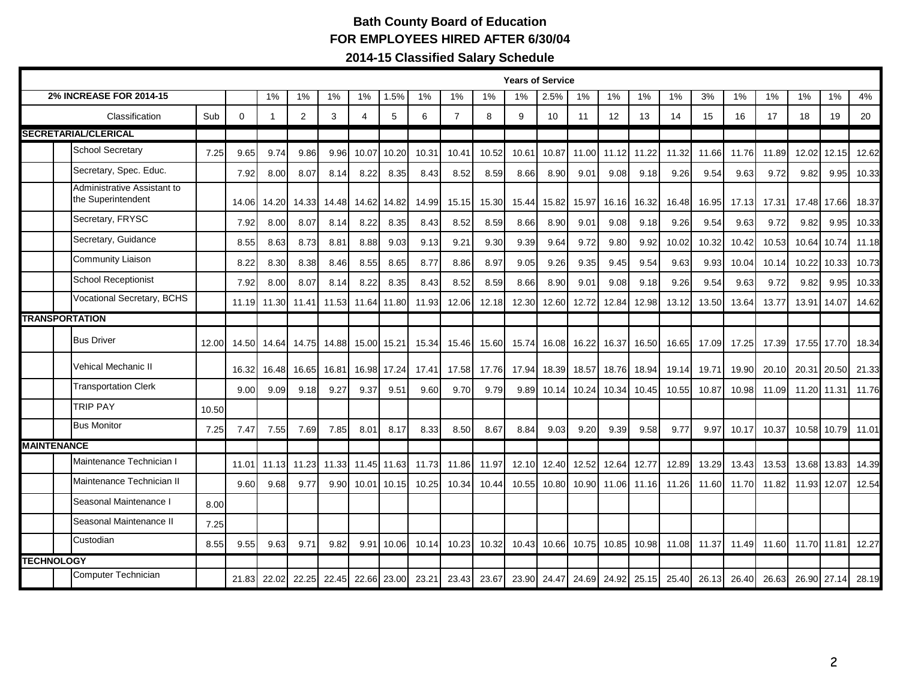# Bath County Board of Education

## FOR EMPLOYEES HIRED AFTER 6/30/04

## 2014-15 Classified Salary Schedule

| | | | Years of Service | | | | | | | | | | | | | | | | | | | | |
|---|---|---|---|---|---|---|---|---|---|---|---|---|---|---|---|---|---|---|---|---|---|---|---|
| **2% INCREASE FOR 2014-15** | | | 1% | 1% | 1% | 1% | 1.5% | 1% | 1% | 1% | 1% | 2.5% | 1% | 1% | 1% | 1% | 3% | 1% | 1% | 1% | 1% | 4% |
| Classification | Sub | 0 | 1 | 2 | 3 | 4 | 5 | 6 | 7 | 8 | 9 | 10 | 11 | 12 | 13 | 14 | 15 | 16 | 17 | 18 | 19 | 20 |
| **SECRETARIAL/CLERICAL** | | | | | | | | | | | | | | | | | | | | | | |
| School Secretary | 7.25 | 9.65 | 9.74 | 9.86 | 9.96 | 10.07 | 10.20 | 10.31 | 10.41 | 10.52 | 10.61 | 10.87 | 11.00 | 11.12 | 11.22 | 11.32 | 11.66 | 11.76 | 11.89 | 12.02 | 12.15 | 12.62 |
| Secretary, Spec. Educ. | | 7.92 | 8.00 | 8.07 | 8.14 | 8.22 | 8.35 | 8.43 | 8.52 | 8.59 | 8.66 | 8.90 | 9.01 | 9.08 | 9.18 | 9.26 | 9.54 | 9.63 | 9.72 | 9.82 | 9.95 | 10.33 |
| Administrative Assistant to the Superintendent | | 14.06 | 14.20 | 14.33 | 14.48 | 14.62 | 14.82 | 14.99 | 15.15 | 15.30 | 15.44 | 15.82 | 15.97 | 16.16 | 16.32 | 16.48 | 16.95 | 17.13 | 17.31 | 17.48 | 17.66 | 18.37 |
| Secretary, FRYSC | | 7.92 | 8.00 | 8.07 | 8.14 | 8.22 | 8.35 | 8.43 | 8.52 | 8.59 | 8.66 | 8.90 | 9.01 | 9.08 | 9.18 | 9.26 | 9.54 | 9.63 | 9.72 | 9.82 | 9.95 | 10.33 |
| Secretary, Guidance | | 8.55 | 8.63 | 8.73 | 8.81 | 8.88 | 9.03 | 9.13 | 9.21 | 9.30 | 9.39 | 9.64 | 9.72 | 9.80 | 9.92 | 10.02 | 10.32 | 10.42 | 10.53 | 10.64 | 10.74 | 11.18 |
| Community Liaison | | 8.22 | 8.30 | 8.38 | 8.46 | 8.55 | 8.65 | 8.77 | 8.86 | 8.97 | 9.05 | 9.26 | 9.35 | 9.45 | 9.54 | 9.63 | 9.93 | 10.04 | 10.14 | 10.22 | 10.33 | 10.73 |
| School Receptionist | | 7.92 | 8.00 | 8.07 | 8.14 | 8.22 | 8.35 | 8.43 | 8.52 | 8.59 | 8.66 | 8.90 | 9.01 | 9.08 | 9.18 | 9.26 | 9.54 | 9.63 | 9.72 | 9.82 | 9.95 | 10.33 |
| Vocational Secretary, BCHS | | 11.19 | 11.30 | 11.41 | 11.53 | 11.64 | 11.80 | 11.93 | 12.06 | 12.18 | 12.30 | 12.60 | 12.72 | 12.84 | 12.98 | 13.12 | 13.50 | 13.64 | 13.77 | 13.91 | 14.07 | 14.62 |
| **TRANSPORTATION** | | | | | | | | | | | | | | | | | | | | | | |
| Bus Driver | 12.00 | 14.50 | 14.64 | 14.75 | 14.88 | 15.00 | 15.21 | 15.34 | 15.46 | 15.60 | 15.74 | 16.08 | 16.22 | 16.37 | 16.50 | 16.65 | 17.09 | 17.25 | 17.39 | 17.55 | 17.70 | 18.34 |
| Vehical Mechanic II | | 16.32 | 16.48 | 16.65 | 16.81 | 16.98 | 17.24 | 17.41 | 17.58 | 17.76 | 17.94 | 18.39 | 18.57 | 18.76 | 18.94 | 19.14 | 19.71 | 19.90 | 20.10 | 20.31 | 20.50 | 21.33 |
| Transportation Clerk | | 9.00 | 9.09 | 9.18 | 9.27 | 9.37 | 9.51 | 9.60 | 9.70 | 9.79 | 9.89 | 10.14 | 10.24 | 10.34 | 10.45 | 10.55 | 10.87 | 10.98 | 11.09 | 11.20 | 11.31 | 11.76 |
| TRIP PAY | 10.50 | | | | | | | | | | | | | | | | | | | | | |
| Bus Monitor | 7.25 | 7.47 | 7.55 | 7.69 | 7.85 | 8.01 | 8.17 | 8.33 | 8.50 | 8.67 | 8.84 | 9.03 | 9.20 | 9.39 | 9.58 | 9.77 | 9.97 | 10.17 | 10.37 | 10.58 | 10.79 | 11.01 |
| **MAINTENANCE** | | | | | | | | | | | | | | | | | | | | | | |
| Maintenance Technician I | | 11.01 | 11.13 | 11.23 | 11.33 | 11.45 | 11.63 | 11.73 | 11.86 | 11.97 | 12.10 | 12.40 | 12.52 | 12.64 | 12.77 | 12.89 | 13.29 | 13.43 | 13.53 | 13.68 | 13.83 | 14.39 |
| Maintenance Technician II | | 9.60 | 9.68 | 9.77 | 9.90 | 10.01 | 10.15 | 10.25 | 10.34 | 10.44 | 10.55 | 10.80 | 10.90 | 11.06 | 11.16 | 11.26 | 11.60 | 11.70 | 11.82 | 11.93 | 12.07 | 12.54 |
| Seasonal Maintenance I | 8.00 | | | | | | | | | | | | | | | | | | | | | |
| Seasonal Maintenance II | 7.25 | | | | | | | | | | | | | | | | | | | | | |
| Custodian | 8.55 | 9.55 | 9.63 | 9.71 | 9.82 | 9.91 | 10.06 | 10.14 | 10.23 | 10.32 | 10.43 | 10.66 | 10.75 | 10.85 | 10.98 | 11.08 | 11.37 | 11.49 | 11.60 | 11.70 | 11.81 | 12.27 |
| **TECHNOLOGY** | | | | | | | | | | | | | | | | | | | | | | |
| Computer Technician | | 21.83 | 22.02 | 22.25 | 22.45 | 22.66 | 23.00 | 23.21 | 23.43 | 23.67 | 23.90 | 24.47 | 24.69 | 24.92 | 25.15 | 25.40 | 26.13 | 26.40 | 26.63 | 26.90 | 27.14 | 28.19 |